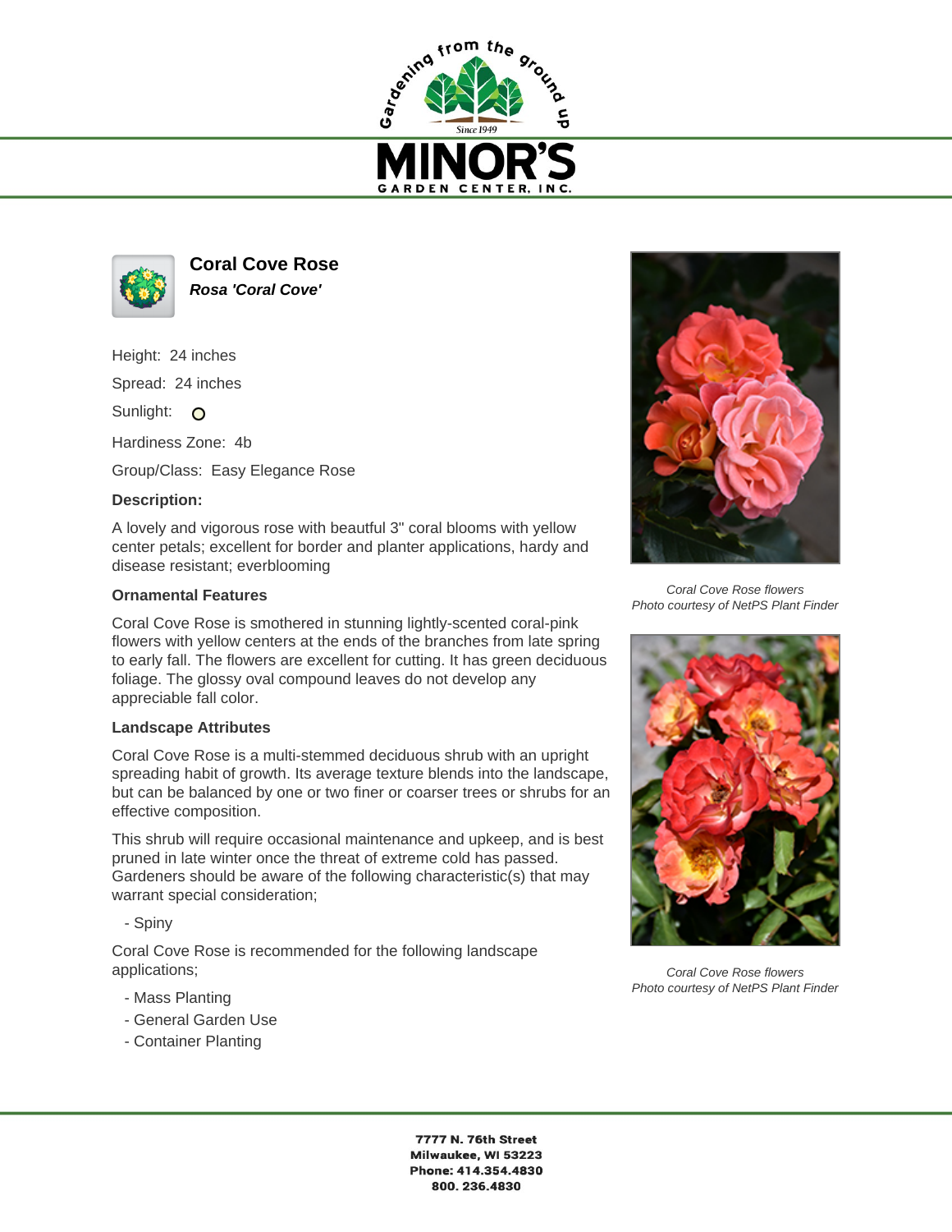# MINOR'S GARDEN CENTER, INC.

Gardening from the ground up

Since 1949

## Coral Cove Rose

***Rosa 'Coral Cove'***

Height: 24 inches

Spread: 24 inches

Sunlight:

Hardiness Zone: 4b

Group/Class: Easy Elegance Rose

**Description:**

A lovely and vigorous rose with beautful 3" coral blooms with yellow center petals; excellent for border and planter applications, hardy and disease resistant; everblooming

### Ornamental Features

Coral Cove Rose is smothered in stunning lightly-scented coral-pink flowers with yellow centers at the ends of the branches from late spring to early fall. The flowers are excellent for cutting. It has green deciduous foliage. The glossy oval compound leaves do not develop any appreciable fall color.

### Landscape Attributes

Coral Cove Rose is a multi-stemmed deciduous shrub with an upright spreading habit of growth. Its average texture blends into the landscape, but can be balanced by one or two finer or coarser trees or shrubs for an effective composition.

This shrub will require occasional maintenance and upkeep, and is best pruned in late winter once the threat of extreme cold has passed. Gardeners should be aware of the following characteristic(s) that may warrant special consideration;

- Spiny

Coral Cove Rose is recommended for the following landscape applications;

- Mass Planting
- General Garden Use
- Container Planting

*Coral Cove Rose flowers*
*Photo courtesy of NetPS Plant Finder*

*Coral Cove Rose flowers*
*Photo courtesy of NetPS Plant Finder*

**7777 N. 76th Street**
**Milwaukee, WI 53223**
**Phone: 414.354.4830**
**800. 236.4830**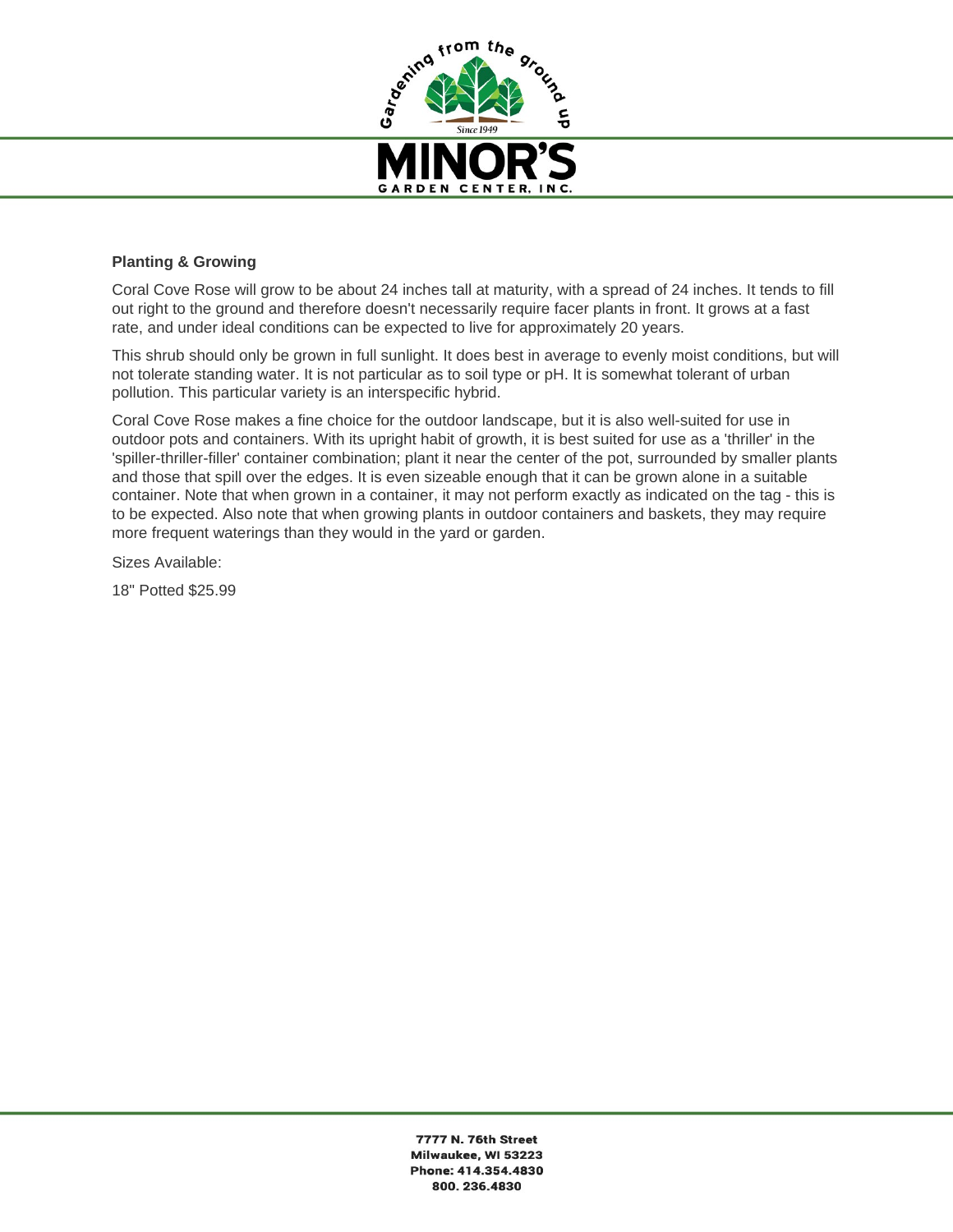**Planting & Growing**

Coral Cove Rose will grow to be about 24 inches tall at maturity, with a spread of 24 inches. It tends to fill out right to the ground and therefore doesn't necessarily require facer plants in front. It grows at a fast rate, and under ideal conditions can be expected to live for approximately 20 years.

This shrub should only be grown in full sunlight. It does best in average to evenly moist conditions, but will not tolerate standing water. It is not particular as to soil type or pH. It is somewhat tolerant of urban pollution. This particular variety is an interspecific hybrid.

Coral Cove Rose makes a fine choice for the outdoor landscape, but it is also well-suited for use in outdoor pots and containers. With its upright habit of growth, it is best suited for use as a 'thriller' in the 'spiller-thriller-filler' container combination; plant it near the center of the pot, surrounded by smaller plants and those that spill over the edges. It is even sizeable enough that it can be grown alone in a suitable container. Note that when grown in a container, it may not perform exactly as indicated on the tag - this is to be expected. Also note that when growing plants in outdoor containers and baskets, they may require more frequent waterings than they would in the yard or garden.

Sizes Available:

18" Potted $25.99